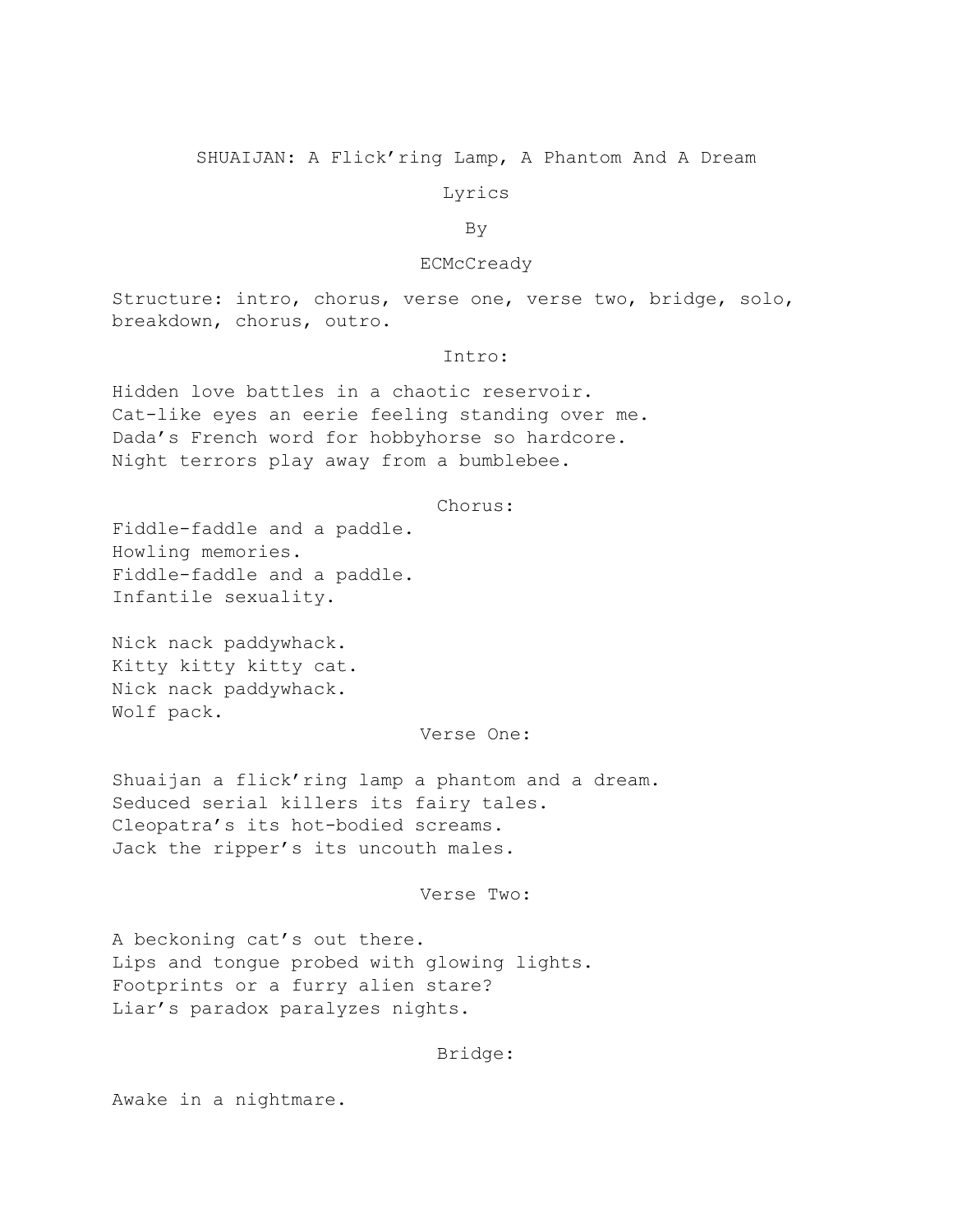# SHUAIJAN: A Flick'ring Lamp, A Phantom And A Dream

Lyrics

By

ECMcCready

Structure: intro, chorus, verse one, verse two, bridge, solo, breakdown, chorus, outro.

## Intro:

Hidden love battles in a chaotic reservoir.
Cat-like eyes an eerie feeling standing over me.
Dada's French word for hobbyhorse so hardcore.
Night terrors play away from a bumblebee.

## Chorus:

Fiddle-faddle and a paddle.
Howling memories.
Fiddle-faddle and a paddle.
Infantile sexuality.

Nick nack paddywhack.
Kitty kitty kitty cat.
Nick nack paddywhack.
Wolf pack.

## Verse One:

Shuaijan a flick'ring lamp a phantom and a dream.
Seduced serial killers its fairy tales.
Cleopatra's its hot-bodied screams.
Jack the ripper's its uncouth males.

## Verse Two:

A beckoning cat's out there.
Lips and tongue probed with glowing lights.
Footprints or a furry alien stare?
Liar's paradox paralyzes nights.

## Bridge:

Awake in a nightmare.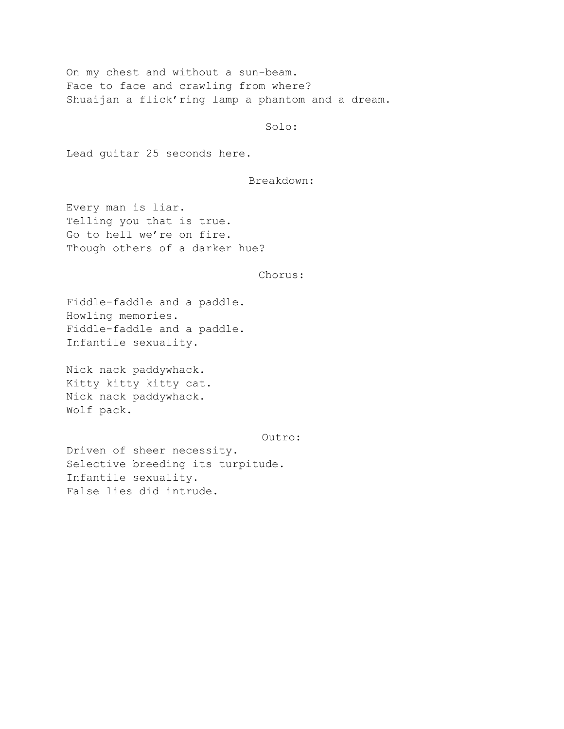On my chest and without a sun-beam.
Face to face and crawling from where?
Shuaijan a flick'ring lamp a phantom and a dream.

Solo:

Lead guitar 25 seconds here.

Breakdown:

Every man is liar.
Telling you that is true.
Go to hell we're on fire.
Though others of a darker hue?

Chorus:

Fiddle-faddle and a paddle.
Howling memories.
Fiddle-faddle and a paddle.
Infantile sexuality.

Nick nack paddywhack.
Kitty kitty kitty cat.
Nick nack paddywhack.
Wolf pack.

Outro:

Driven of sheer necessity.
Selective breeding its turpitude.
Infantile sexuality.
False lies did intrude.